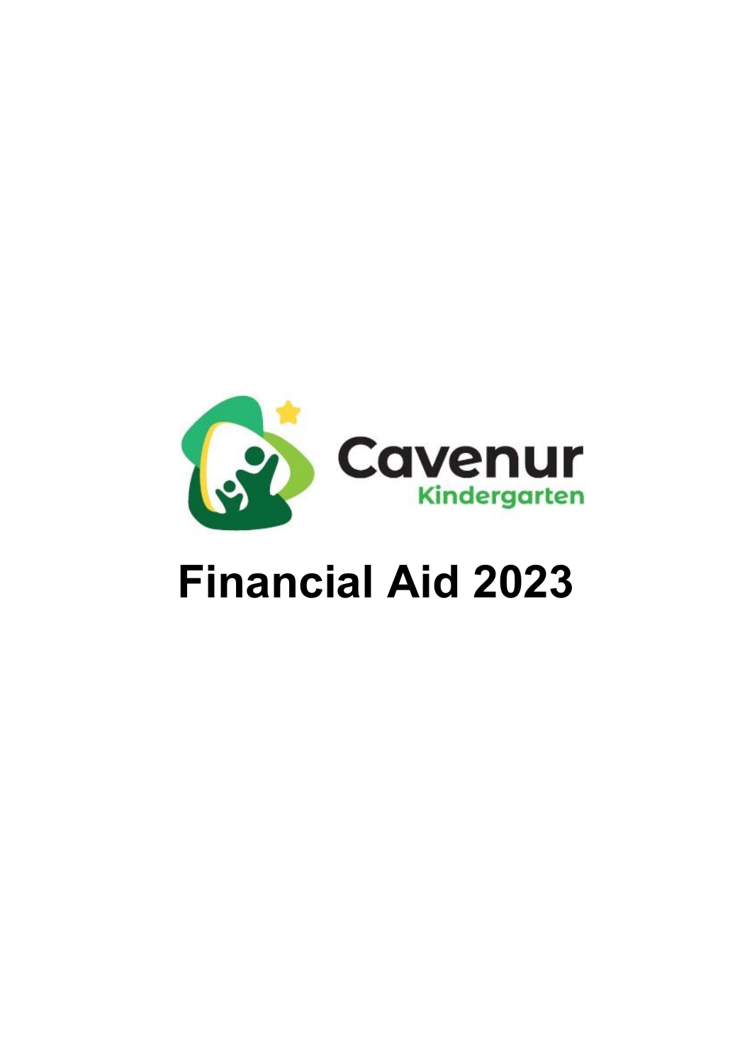Cavenur Kindergarten

# Financial Aid 2023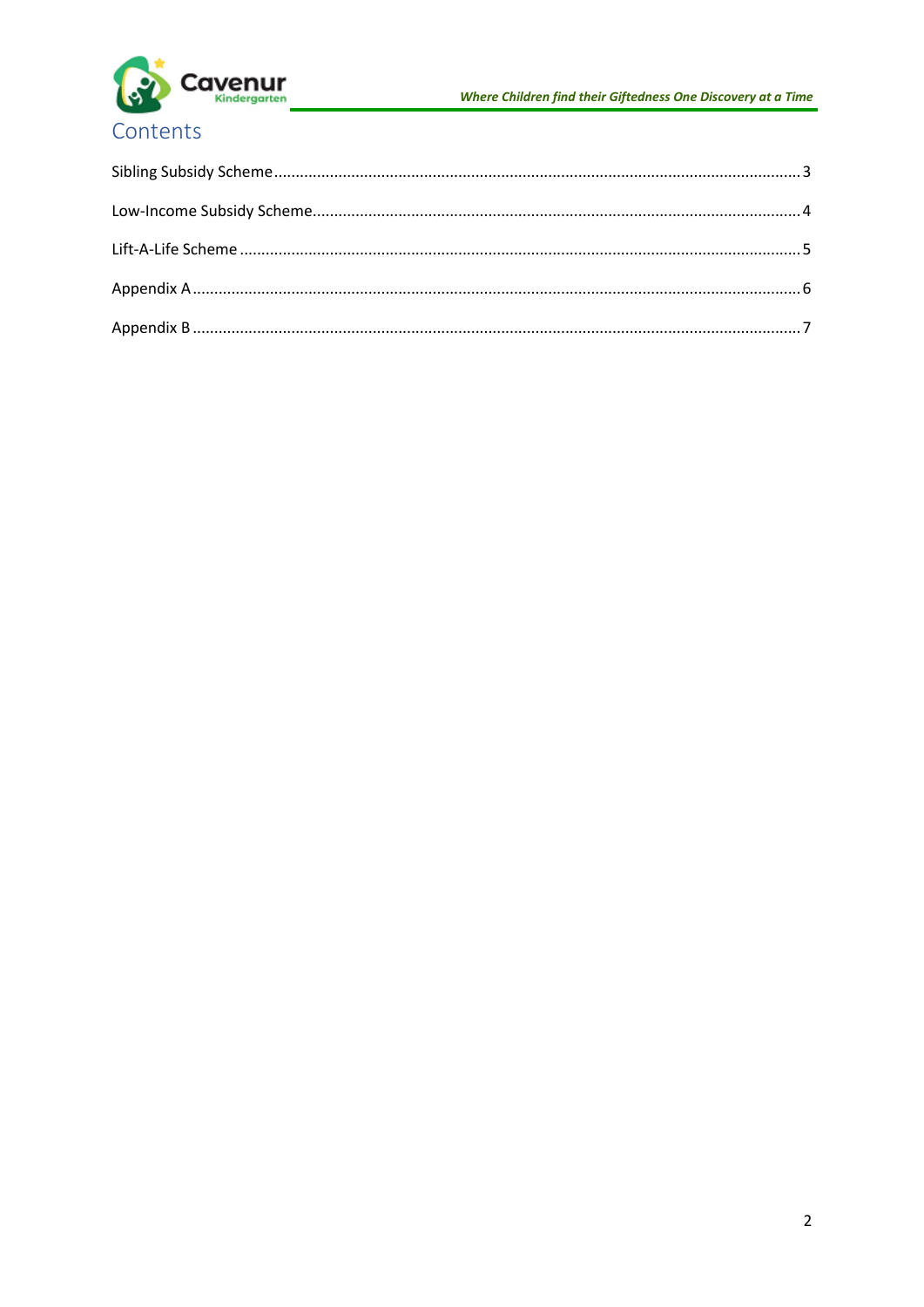# Contents

Sibling Subsidy Scheme ........................................................................................................................ 3

Low-Income Subsidy Scheme................................................................................................................ 4

Lift-A-Life Scheme ................................................................................................................................. 5

Appendix A ............................................................................................................................................ 6

Appendix B ............................................................................................................................................ 7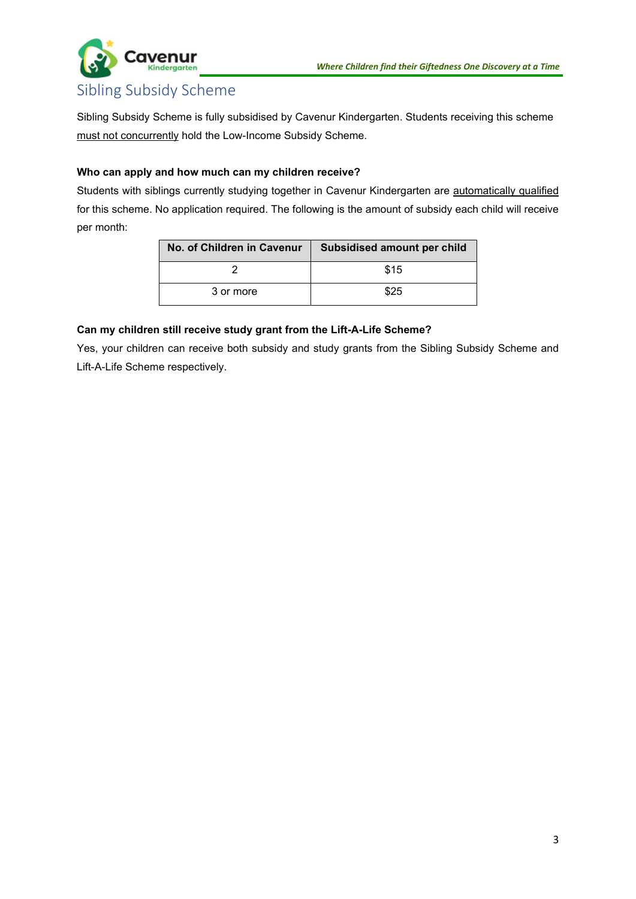# Sibling Subsidy Scheme

Sibling Subsidy Scheme is fully subsidised by Cavenur Kindergarten. Students receiving this scheme must not concurrently hold the Low-Income Subsidy Scheme.

**Who can apply and how much can my children receive?**

Students with siblings currently studying together in Cavenur Kindergarten are automatically qualified for this scheme. No application required. The following is the amount of subsidy each child will receive per month:

| No. of Children in Cavenur | Subsidised amount per child |
|---|---|
| 2 | $15 |
| 3 or more | $25 |

**Can my children still receive study grant from the Lift-A-Life Scheme?**

Yes, your children can receive both subsidy and study grants from the Sibling Subsidy Scheme and Lift-A-Life Scheme respectively.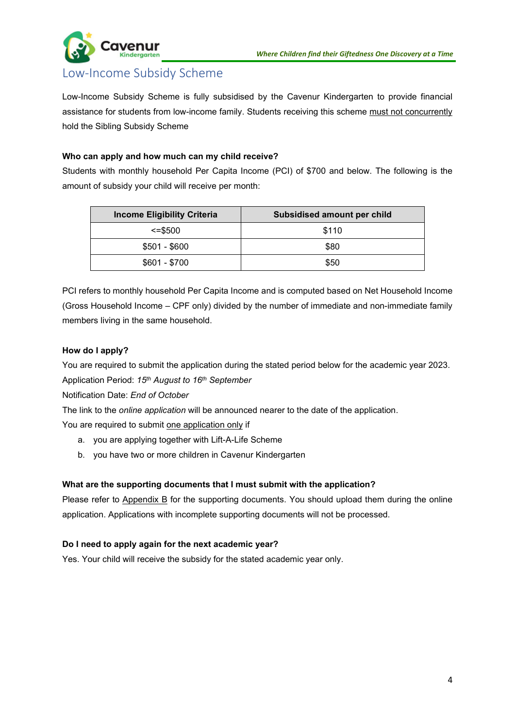## Low-Income Subsidy Scheme

Low-Income Subsidy Scheme is fully subsidised by the Cavenur Kindergarten to provide financial assistance for students from low-income family. Students receiving this scheme must not concurrently hold the Sibling Subsidy Scheme

**Who can apply and how much can my child receive?**

Students with monthly household Per Capita Income (PCI) of $700 and below. The following is the amount of subsidy your child will receive per month:

| Income Eligibility Criteria | Subsidised amount per child |
|---|---|
| <=$500 | $110 |
| $501 - $600 | $80 |
| $601 - $700 | $50 |

PCI refers to monthly household Per Capita Income and is computed based on Net Household Income (Gross Household Income – CPF only) divided by the number of immediate and non-immediate family members living in the same household.

**How do I apply?**

You are required to submit the application during the stated period below for the academic year 2023.

Application Period: *15th August to 16th September*

Notification Date: *End of October*

The link to the *online application* will be announced nearer to the date of the application.

You are required to submit one application only if

a. you are applying together with Lift-A-Life Scheme
b. you have two or more children in Cavenur Kindergarten

**What are the supporting documents that I must submit with the application?**

Please refer to Appendix B for the supporting documents. You should upload them during the online application. Applications with incomplete supporting documents will not be processed.

**Do I need to apply again for the next academic year?**

Yes. Your child will receive the subsidy for the stated academic year only.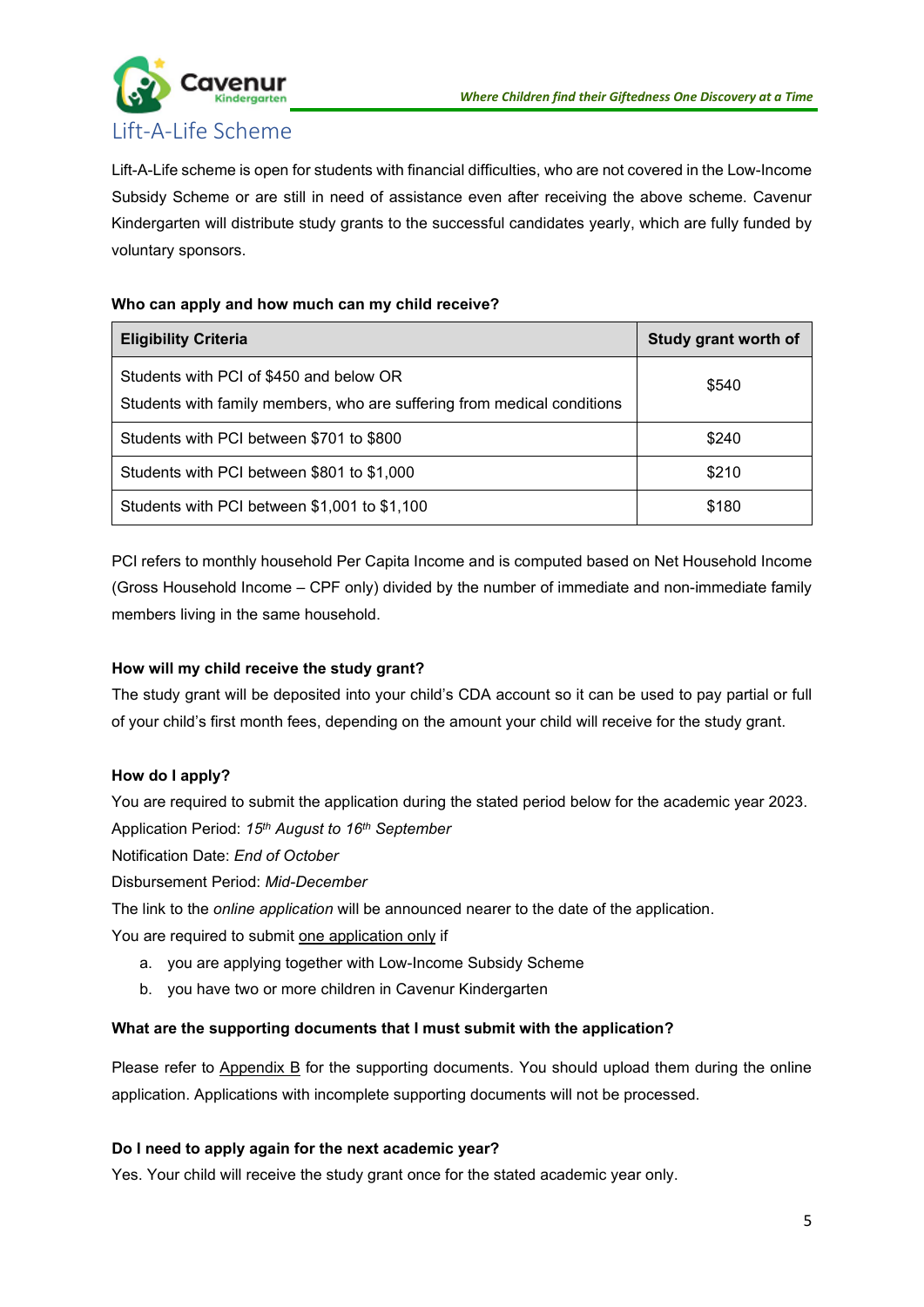# Lift-A-Life Scheme

Lift-A-Life scheme is open for students with financial difficulties, who are not covered in the Low-Income Subsidy Scheme or are still in need of assistance even after receiving the above scheme. Cavenur Kindergarten will distribute study grants to the successful candidates yearly, which are fully funded by voluntary sponsors.

**Who can apply and how much can my child receive?**

| Eligibility Criteria | Study grant worth of |
|---|---|
| Students with PCI of $450 and below OR<br>Students with family members, who are suffering from medical conditions | $540 |
| Students with PCI between $701 to $800 | $240 |
| Students with PCI between $801 to $1,000 | $210 |
| Students with PCI between $1,001 to $1,100 | $180 |

PCI refers to monthly household Per Capita Income and is computed based on Net Household Income (Gross Household Income – CPF only) divided by the number of immediate and non-immediate family members living in the same household.

**How will my child receive the study grant?**

The study grant will be deposited into your child's CDA account so it can be used to pay partial or full of your child's first month fees, depending on the amount your child will receive for the study grant.

**How do I apply?**

You are required to submit the application during the stated period below for the academic year 2023.

Application Period: *15th August to 16th September*

Notification Date: *End of October*

Disbursement Period: *Mid-December*

The link to the *online application* will be announced nearer to the date of the application.

You are required to submit one application only if

a. you are applying together with Low-Income Subsidy Scheme
b. you have two or more children in Cavenur Kindergarten

**What are the supporting documents that I must submit with the application?**

Please refer to Appendix B for the supporting documents. You should upload them during the online application. Applications with incomplete supporting documents will not be processed.

**Do I need to apply again for the next academic year?**

Yes. Your child will receive the study grant once for the stated academic year only.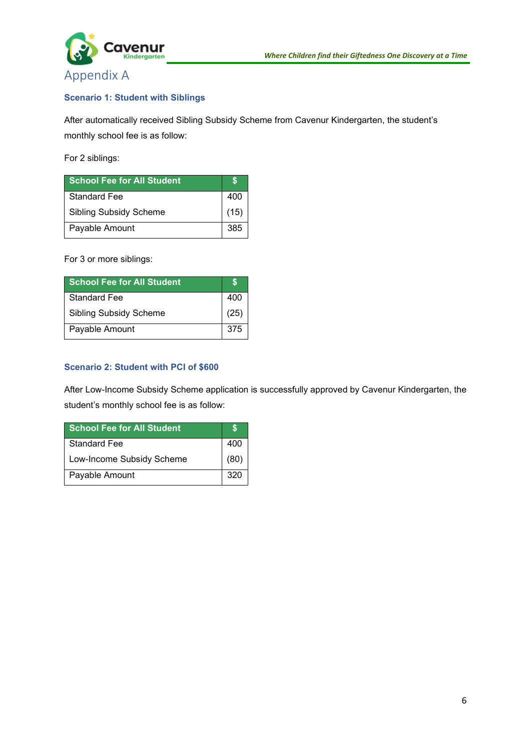# Appendix A

### Scenario 1: Student with Siblings

After automatically received Sibling Subsidy Scheme from Cavenur Kindergarten, the student's monthly school fee is as follow:

For 2 siblings:

| School Fee for All Student | $ |
|---|---|
| Standard Fee | 400 |
| Sibling Subsidy Scheme | (15) |
| Payable Amount | 385 |

For 3 or more siblings:

| School Fee for All Student | $ |
|---|---|
| Standard Fee | 400 |
| Sibling Subsidy Scheme | (25) |
| Payable Amount | 375 |

### Scenario 2: Student with PCI of $600

After Low-Income Subsidy Scheme application is successfully approved by Cavenur Kindergarten, the student's monthly school fee is as follow:

| School Fee for All Student | $ |
|---|---|
| Standard Fee | 400 |
| Low-Income Subsidy Scheme | (80) |
| Payable Amount | 320 |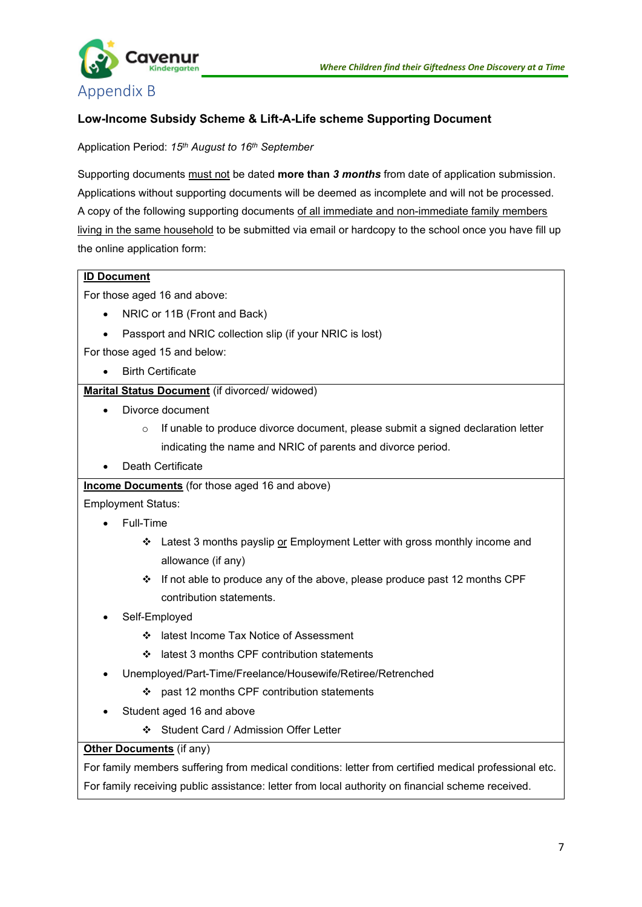## Appendix B

**Low-Income Subsidy Scheme & Lift-A-Life scheme Supporting Document**

Application Period: *15th August to 16th September*

Supporting documents must not be dated **more than *3 months*** from date of application submission. Applications without supporting documents will be deemed as incomplete and will not be processed. A copy of the following supporting documents of all immediate and non-immediate family members living in the same household to be submitted via email or hardcopy to the school once you have fill up the online application form:

**ID Document**

For those aged 16 and above:

- NRIC or 11B (Front and Back)
- Passport and NRIC collection slip (if your NRIC is lost)

For those aged 15 and below:

- Birth Certificate

**Marital Status Document** (if divorced/ widowed)

- Divorce document
  - If unable to produce divorce document, please submit a signed declaration letter indicating the name and NRIC of parents and divorce period.
- Death Certificate

**Income Documents** (for those aged 16 and above)

Employment Status:

- Full-Time
  - ❖ Latest 3 months payslip or Employment Letter with gross monthly income and allowance (if any)
  - ❖ If not able to produce any of the above, please produce past 12 months CPF contribution statements.
- Self-Employed
  - ❖ latest Income Tax Notice of Assessment
  - ❖ latest 3 months CPF contribution statements
- Unemployed/Part-Time/Freelance/Housewife/Retiree/Retrenched
  - ❖ past 12 months CPF contribution statements
- Student aged 16 and above
  - ❖ Student Card / Admission Offer Letter

**Other Documents** (if any)

For family members suffering from medical conditions: letter from certified medical professional etc.

For family receiving public assistance: letter from local authority on financial scheme received.